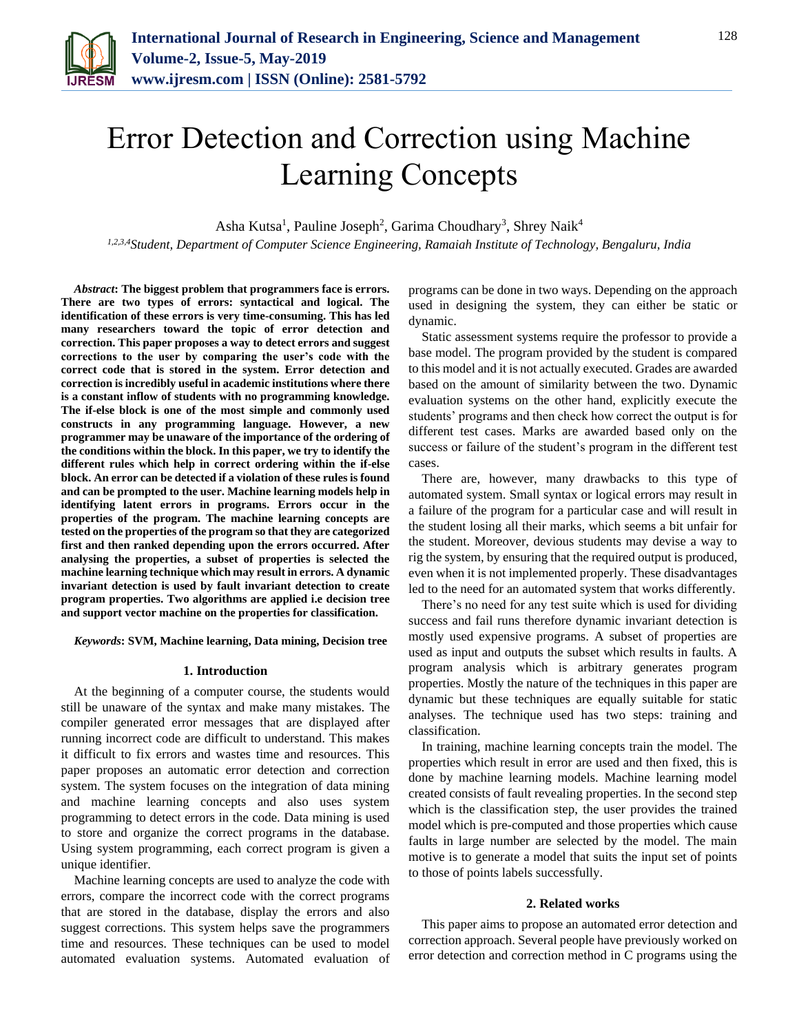# Error Detection and Correction using Machine Learning Concepts

Asha Kutsa[1], Pauline Joseph[2], Garima Choudhary[3], Shrey Naik[4]

[1,2,3,4]*Student, Department of Computer Science Engineering, Ramaiah Institute of Technology, Bengaluru, India*

***Abstract*: The biggest problem that programmers face is errors. There are two types of errors: syntactical and logical. The identification of these errors is very time-consuming. This has led many researchers toward the topic of error detection and correction. This paper proposes a way to detect errors and suggest corrections to the user by comparing the user's code with the correct code that is stored in the system. Error detection and correction is incredibly useful in academic institutions where there is a constant inflow of students with no programming knowledge. The if-else block is one of the most simple and commonly used constructs in any programming language. However, a new programmer may be unaware of the importance of the ordering of the conditions within the block. In this paper, we try to identify the different rules which help in correct ordering within the if-else block. An error can be detected if a violation of these rules is found and can be prompted to the user. Machine learning models help in identifying latent errors in programs. Errors occur in the properties of the program. The machine learning concepts are tested on the properties of the program so that they are categorized first and then ranked depending upon the errors occurred. After analysing the properties, a subset of properties is selected the machine learning technique which may result in errors. A dynamic invariant detection is used by fault invariant detection to create program properties. Two algorithms are applied i.e decision tree and support vector machine on the properties for classification.**

***Keywords*: SVM, Machine learning, Data mining, Decision tree**

## 1. Introduction

At the beginning of a computer course, the students would still be unaware of the syntax and make many mistakes. The compiler generated error messages that are displayed after running incorrect code are difficult to understand. This makes it difficult to fix errors and wastes time and resources. This paper proposes an automatic error detection and correction system. The system focuses on the integration of data mining and machine learning concepts and also uses system programming to detect errors in the code. Data mining is used to store and organize the correct programs in the database. Using system programming, each correct program is given a unique identifier.

Machine learning concepts are used to analyze the code with errors, compare the incorrect code with the correct programs that are stored in the database, display the errors and also suggest corrections. This system helps save the programmers time and resources. These techniques can be used to model automated evaluation systems. Automated evaluation of programs can be done in two ways. Depending on the approach used in designing the system, they can either be static or dynamic.

Static assessment systems require the professor to provide a base model. The program provided by the student is compared to this model and it is not actually executed. Grades are awarded based on the amount of similarity between the two. Dynamic evaluation systems on the other hand, explicitly execute the students' programs and then check how correct the output is for different test cases. Marks are awarded based only on the success or failure of the student's program in the different test cases.

There are, however, many drawbacks to this type of automated system. Small syntax or logical errors may result in a failure of the program for a particular case and will result in the student losing all their marks, which seems a bit unfair for the student. Moreover, devious students may devise a way to rig the system, by ensuring that the required output is produced, even when it is not implemented properly. These disadvantages led to the need for an automated system that works differently.

There's no need for any test suite which is used for dividing success and fail runs therefore dynamic invariant detection is mostly used expensive programs. A subset of properties are used as input and outputs the subset which results in faults. A program analysis which is arbitrary generates program properties. Mostly the nature of the techniques in this paper are dynamic but these techniques are equally suitable for static analyses. The technique used has two steps: training and classification.

In training, machine learning concepts train the model. The properties which result in error are used and then fixed, this is done by machine learning models. Machine learning model created consists of fault revealing properties. In the second step which is the classification step, the user provides the trained model which is pre-computed and those properties which cause faults in large number are selected by the model. The main motive is to generate a model that suits the input set of points to those of points labels successfully.

## 2. Related works

This paper aims to propose an automated error detection and correction approach. Several people have previously worked on error detection and correction method in C programs using the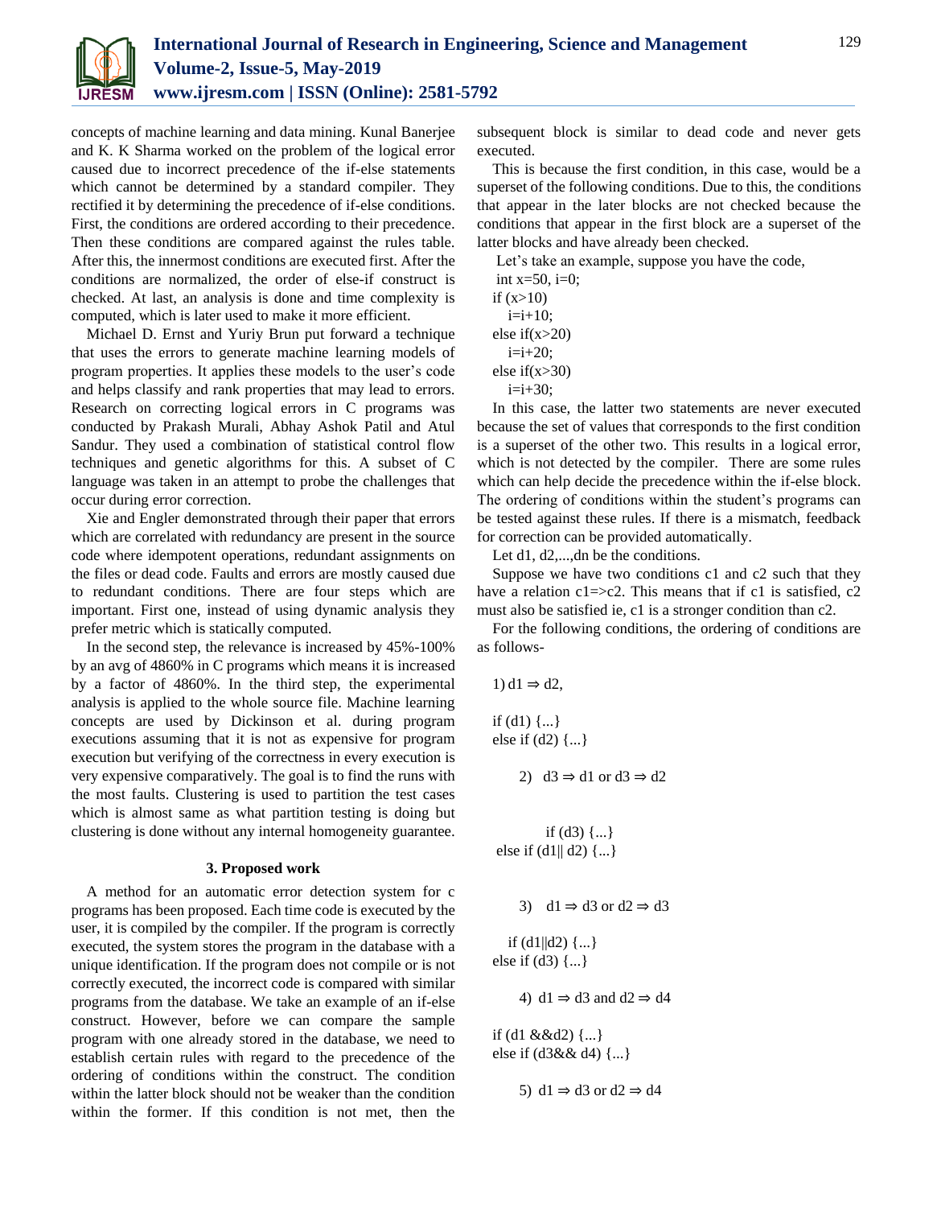concepts of machine learning and data mining. Kunal Banerjee and K. K Sharma worked on the problem of the logical error caused due to incorrect precedence of the if-else statements which cannot be determined by a standard compiler. They rectified it by determining the precedence of if-else conditions. First, the conditions are ordered according to their precedence. Then these conditions are compared against the rules table. After this, the innermost conditions are executed first. After the conditions are normalized, the order of else-if construct is checked. At last, an analysis is done and time complexity is computed, which is later used to make it more efficient.

Michael D. Ernst and Yuriy Brun put forward a technique that uses the errors to generate machine learning models of program properties. It applies these models to the user's code and helps classify and rank properties that may lead to errors. Research on correcting logical errors in C programs was conducted by Prakash Murali, Abhay Ashok Patil and Atul Sandur. They used a combination of statistical control flow techniques and genetic algorithms for this. A subset of C language was taken in an attempt to probe the challenges that occur during error correction.

Xie and Engler demonstrated through their paper that errors which are correlated with redundancy are present in the source code where idempotent operations, redundant assignments on the files or dead code. Faults and errors are mostly caused due to redundant conditions. There are four steps which are important. First one, instead of using dynamic analysis they prefer metric which is statically computed.

In the second step, the relevance is increased by 45%-100% by an avg of 4860% in C programs which means it is increased by a factor of 4860%. In the third step, the experimental analysis is applied to the whole source file. Machine learning concepts are used by Dickinson et al. during program executions assuming that it is not as expensive for program execution but verifying of the correctness in every execution is very expensive comparatively. The goal is to find the runs with the most faults. Clustering is used to partition the test cases which is almost same as what partition testing is doing but clustering is done without any internal homogeneity guarantee.

## 3. Proposed work

A method for an automatic error detection system for c programs has been proposed. Each time code is executed by the user, it is compiled by the compiler. If the program is correctly executed, the system stores the program in the database with a unique identification. If the program does not compile or is not correctly executed, the incorrect code is compared with similar programs from the database. We take an example of an if-else construct. However, before we can compare the sample program with one already stored in the database, we need to establish certain rules with regard to the precedence of the ordering of conditions within the construct. The condition within the latter block should not be weaker than the condition within the former. If this condition is not met, then the subsequent block is similar to dead code and never gets executed.

This is because the first condition, in this case, would be a superset of the following conditions. Due to this, the conditions that appear in the later blocks are not checked because the conditions that appear in the first block are a superset of the latter blocks and have already been checked.

Let's take an example, suppose you have the code,

```
int x=50, i=0;
if (x>10)
  i=i+10;
else if(x>20)
  i=i+20;
else if(x>30)
  i=i+30;
```

In this case, the latter two statements are never executed because the set of values that corresponds to the first condition is a superset of the other two. This results in a logical error, which is not detected by the compiler. There are some rules which can help decide the precedence within the if-else block. The ordering of conditions within the student's programs can be tested against these rules. If there is a mismatch, feedback for correction can be provided automatically.

Let d1, d2,...,dn be the conditions.

Suppose we have two conditions c1 and c2 such that they have a relation c1=>c2. This means that if c1 is satisfied, c2 must also be satisfied ie, c1 is a stronger condition than c2.

For the following conditions, the ordering of conditions are as follows-

1) $d1 \Rightarrow d2$,

```
if (d1) {...}
else if (d2) {...}
```

2) $d3 \Rightarrow d1$ or $d3 \Rightarrow d2$

```
if (d3) {...}
else if (d1|| d2) {...}
```

3) $d1 \Rightarrow d3$ or $d2 \Rightarrow d3$

```
if (d1||d2) {...}
else if (d3) {...}
```

4) $d1 \Rightarrow d3$ and $d2 \Rightarrow d4$

```
if (d1 &&d2) {...}
else if (d3&& d4) {...}
```

5) $d1 \Rightarrow d3$ or $d2 \Rightarrow d4$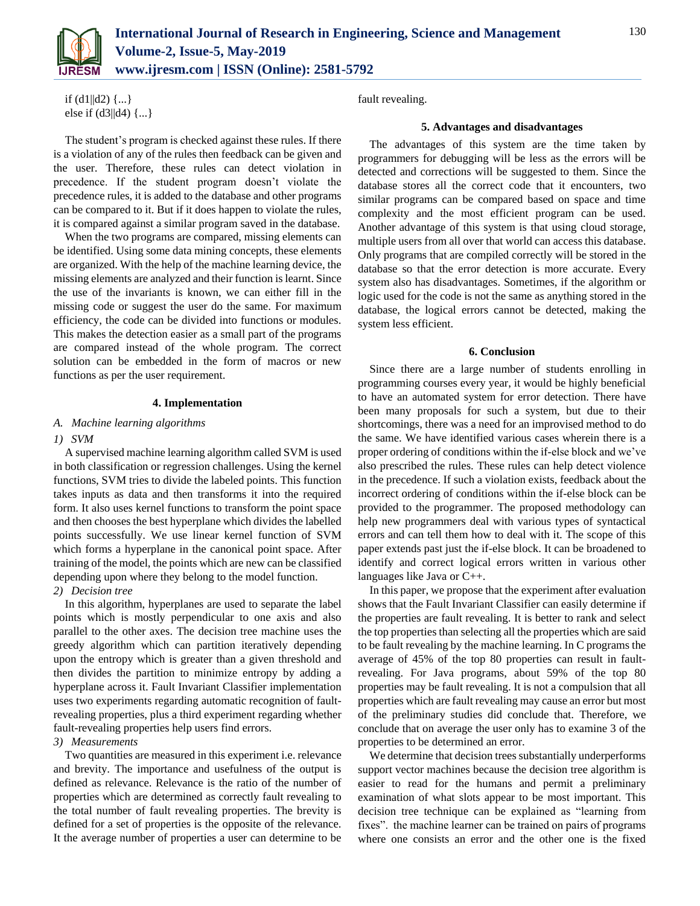```
if (d1||d2) {...}
else if (d3||d4) {...}
```

The student's program is checked against these rules. If there is a violation of any of the rules then feedback can be given and the user. Therefore, these rules can detect violation in precedence. If the student program doesn't violate the precedence rules, it is added to the database and other programs can be compared to it. But if it does happen to violate the rules, it is compared against a similar program saved in the database.

When the two programs are compared, missing elements can be identified. Using some data mining concepts, these elements are organized. With the help of the machine learning device, the missing elements are analyzed and their function is learnt. Since the use of the invariants is known, we can either fill in the missing code or suggest the user do the same. For maximum efficiency, the code can be divided into functions or modules. This makes the detection easier as a small part of the programs are compared instead of the whole program. The correct solution can be embedded in the form of macros or new functions as per the user requirement.

## 4. Implementation

### A. Machine learning algorithms

#### 1) SVM

A supervised machine learning algorithm called SVM is used in both classification or regression challenges. Using the kernel functions, SVM tries to divide the labeled points. This function takes inputs as data and then transforms it into the required form. It also uses kernel functions to transform the point space and then chooses the best hyperplane which divides the labelled points successfully. We use linear kernel function of SVM which forms a hyperplane in the canonical point space. After training of the model, the points which are new can be classified depending upon where they belong to the model function.

#### 2) Decision tree

In this algorithm, hyperplanes are used to separate the label points which is mostly perpendicular to one axis and also parallel to the other axes. The decision tree machine uses the greedy algorithm which can partition iteratively depending upon the entropy which is greater than a given threshold and then divides the partition to minimize entropy by adding a hyperplane across it. Fault Invariant Classifier implementation uses two experiments regarding automatic recognition of fault-revealing properties, plus a third experiment regarding whether fault-revealing properties help users find errors.

#### 3) Measurements

Two quantities are measured in this experiment i.e. relevance and brevity. The importance and usefulness of the output is defined as relevance. Relevance is the ratio of the number of properties which are determined as correctly fault revealing to the total number of fault revealing properties. The brevity is defined for a set of properties is the opposite of the relevance. It the average number of properties a user can determine to be fault revealing.

## 5. Advantages and disadvantages

The advantages of this system are the time taken by programmers for debugging will be less as the errors will be detected and corrections will be suggested to them. Since the database stores all the correct code that it encounters, two similar programs can be compared based on space and time complexity and the most efficient program can be used. Another advantage of this system is that using cloud storage, multiple users from all over that world can access this database. Only programs that are compiled correctly will be stored in the database so that the error detection is more accurate. Every system also has disadvantages. Sometimes, if the algorithm or logic used for the code is not the same as anything stored in the database, the logical errors cannot be detected, making the system less efficient.

## 6. Conclusion

Since there are a large number of students enrolling in programming courses every year, it would be highly beneficial to have an automated system for error detection. There have been many proposals for such a system, but due to their shortcomings, there was a need for an improvised method to do the same. We have identified various cases wherein there is a proper ordering of conditions within the if-else block and we've also prescribed the rules. These rules can help detect violence in the precedence. If such a violation exists, feedback about the incorrect ordering of conditions within the if-else block can be provided to the programmer. The proposed methodology can help new programmers deal with various types of syntactical errors and can tell them how to deal with it. The scope of this paper extends past just the if-else block. It can be broadened to identify and correct logical errors written in various other languages like Java or C++.

In this paper, we propose that the experiment after evaluation shows that the Fault Invariant Classifier can easily determine if the properties are fault revealing. It is better to rank and select the top properties than selecting all the properties which are said to be fault revealing by the machine learning. In C programs the average of 45% of the top 80 properties can result in fault-revealing. For Java programs, about 59% of the top 80 properties may be fault revealing. It is not a compulsion that all properties which are fault revealing may cause an error but most of the preliminary studies did conclude that. Therefore, we conclude that on average the user only has to examine 3 of the properties to be determined an error.

We determine that decision trees substantially underperforms support vector machines because the decision tree algorithm is easier to read for the humans and permit a preliminary examination of what slots appear to be most important. This decision tree technique can be explained as "learning from fixes". the machine learner can be trained on pairs of programs where one consists an error and the other one is the fixed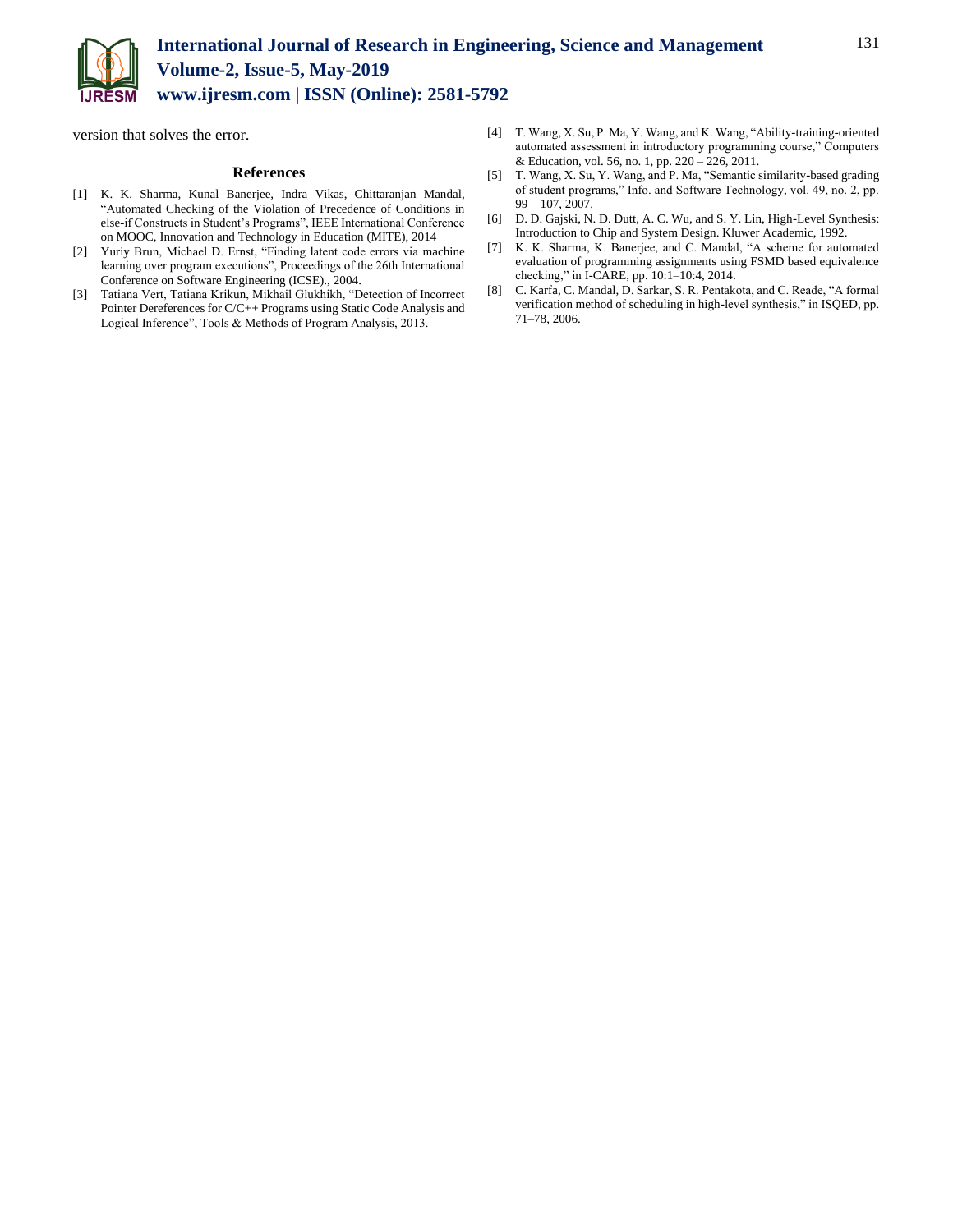version that solves the error.

## References

[1] K. K. Sharma, Kunal Banerjee, Indra Vikas, Chittaranjan Mandal, "Automated Checking of the Violation of Precedence of Conditions in else-if Constructs in Student's Programs", IEEE International Conference on MOOC, Innovation and Technology in Education (MITE), 2014

[2] Yuriy Brun, Michael D. Ernst, "Finding latent code errors via machine learning over program executions", Proceedings of the 26th International Conference on Software Engineering (ICSE)., 2004.

[3] Tatiana Vert, Tatiana Krikun, Mikhail Glukhikh, "Detection of Incorrect Pointer Dereferences for C/C++ Programs using Static Code Analysis and Logical Inference", Tools & Methods of Program Analysis, 2013.

[4] T. Wang, X. Su, P. Ma, Y. Wang, and K. Wang, "Ability-training-oriented automated assessment in introductory programming course," Computers & Education, vol. 56, no. 1, pp. 220 – 226, 2011.

[5] T. Wang, X. Su, Y. Wang, and P. Ma, "Semantic similarity-based grading of student programs," Info. and Software Technology, vol. 49, no. 2, pp. 99 – 107, 2007.

[6] D. D. Gajski, N. D. Dutt, A. C. Wu, and S. Y. Lin, High-Level Synthesis: Introduction to Chip and System Design. Kluwer Academic, 1992.

[7] K. K. Sharma, K. Banerjee, and C. Mandal, "A scheme for automated evaluation of programming assignments using FSMD based equivalence checking," in I-CARE, pp. 10:1–10:4, 2014.

[8] C. Karfa, C. Mandal, D. Sarkar, S. R. Pentakota, and C. Reade, "A formal verification method of scheduling in high-level synthesis," in ISQED, pp. 71–78, 2006.